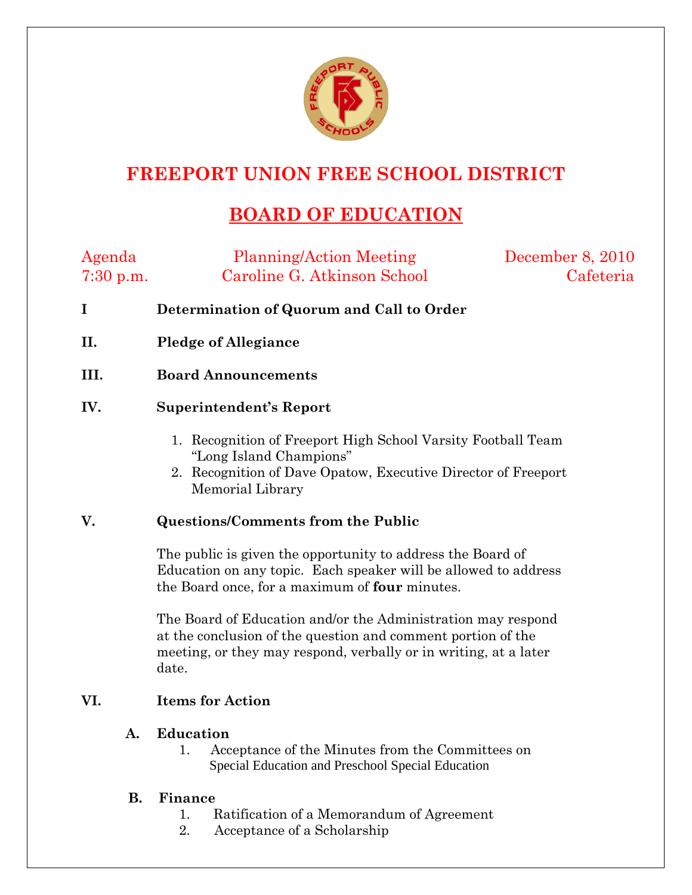# FREEPORT UNION FREE SCHOOL DISTRICT

## BOARD OF EDUCATION

| Agenda | Planning/Action Meeting | December 8, 2010 |
|---|---|---|
| 7:30 p.m. | Caroline G. Atkinson School | Cafeteria |

**I Determination of Quorum and Call to Order**

**II. Pledge of Allegiance**

**III. Board Announcements**

**IV. Superintendent's Report**

1. Recognition of Freeport High School Varsity Football Team "Long Island Champions"
2. Recognition of Dave Opatow, Executive Director of Freeport Memorial Library

**V. Questions/Comments from the Public**

The public is given the opportunity to address the Board of Education on any topic. Each speaker will be allowed to address the Board once, for a maximum of **four** minutes.

The Board of Education and/or the Administration may respond at the conclusion of the question and comment portion of the meeting, or they may respond, verbally or in writing, at a later date.

**VI. Items for Action**

**A. Education**

1. Acceptance of the Minutes from the Committees on Special Education and Preschool Special Education

**B. Finance**

1. Ratification of a Memorandum of Agreement
2. Acceptance of a Scholarship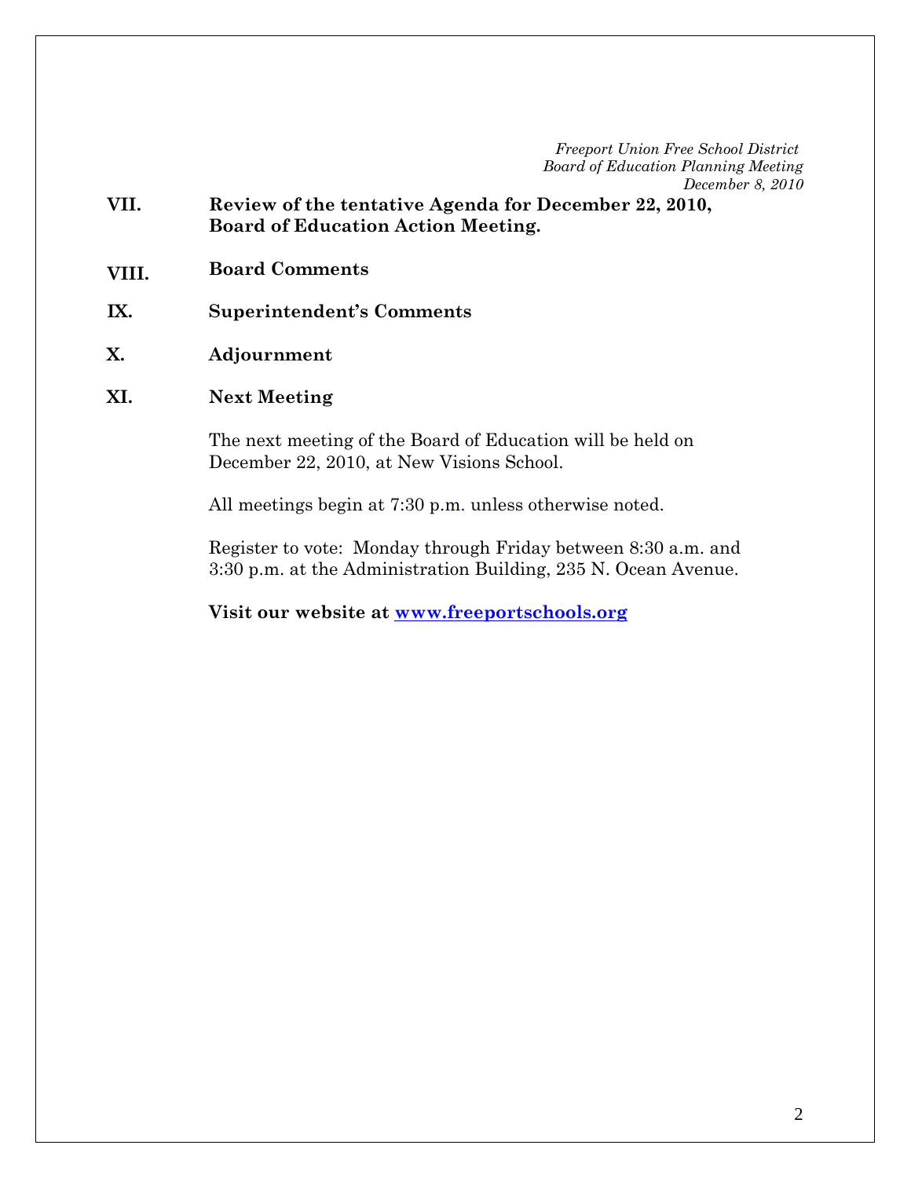## VII. Review of the tentative Agenda for December 22, 2010, Board of Education Action Meeting.

## VIII. Board Comments

## IX. Superintendent's Comments

## X. Adjournment

## XI. Next Meeting

The next meeting of the Board of Education will be held on December 22, 2010, at New Visions School.

All meetings begin at 7:30 p.m. unless otherwise noted.

Register to vote: Monday through Friday between 8:30 a.m. and 3:30 p.m. at the Administration Building, 235 N. Ocean Avenue.

**Visit our website at [www.freeportschools.org](http://www.freeportschools.org)**